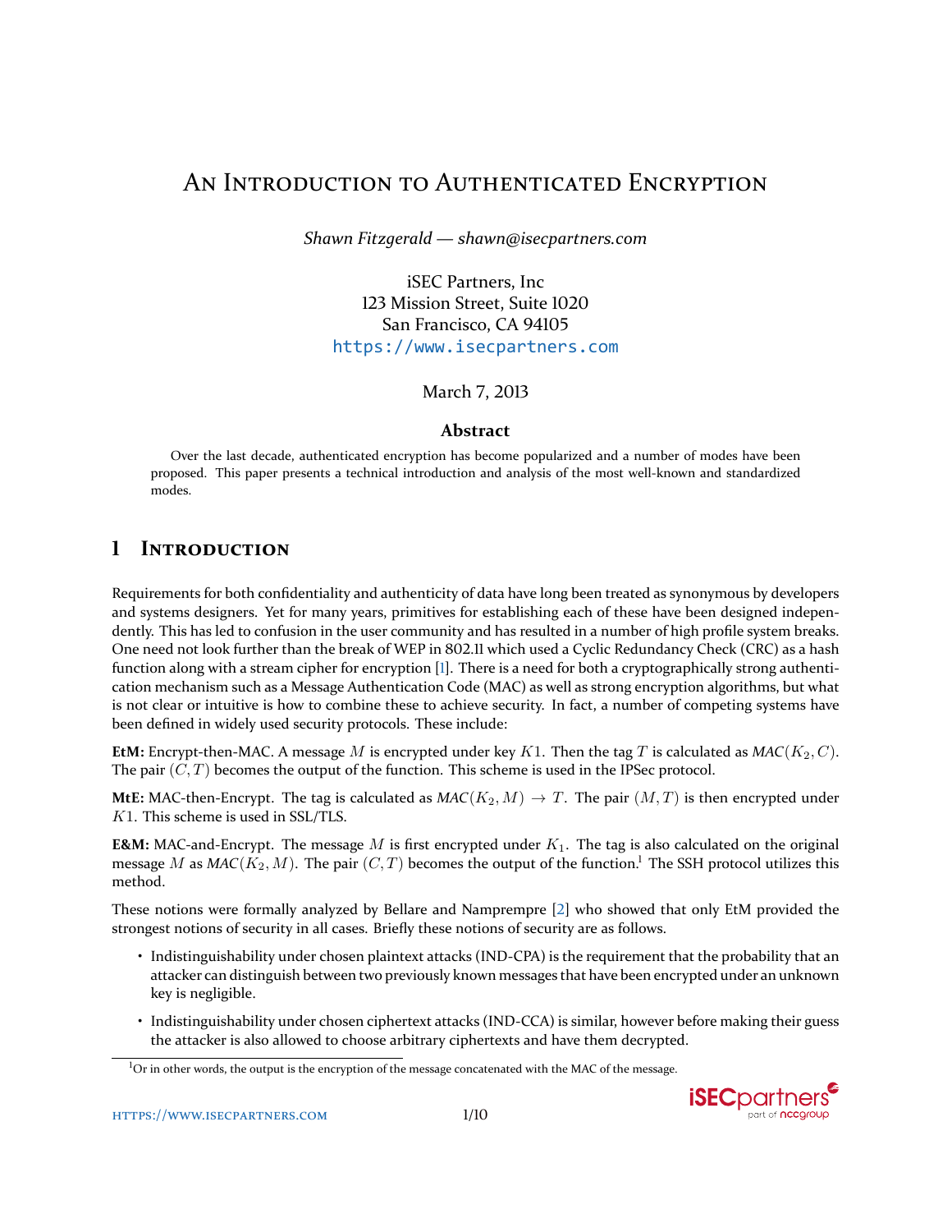# An Introduction to Authenticated Encryption

*Shawn Fitzgerald — shawn@isecpartners.com*

iSEC Partners, Inc
123 Mission Street, Suite 1020
San Francisco, CA 94105
https://www.isecpartners.com

March 7, 2013

### Abstract

Over the last decade, authenticated encryption has become popularized and a number of modes have been proposed. This paper presents a technical introduction and analysis of the most well-known and standardized modes.

## 1 Introduction

Requirements for both confidentiality and authenticity of data have long been treated as synonymous by developers and systems designers. Yet for many years, primitives for establishing each of these have been designed independently. This has led to confusion in the user community and has resulted in a number of high profile system breaks. One need not look further than the break of WEP in 802.11 which used a Cyclic Redundancy Check (CRC) as a hash function along with a stream cipher for encryption [1]. There is a need for both a cryptographically strong authentication mechanism such as a Message Authentication Code (MAC) as well as strong encryption algorithms, but what is not clear or intuitive is how to combine these to achieve security. In fact, a number of competing systems have been defined in widely used security protocols. These include:

**EtM:** Encrypt-then-MAC. A message $M$ is encrypted under key $K1$. Then the tag $T$ is calculated as $MAC(K_2, C)$. The pair $(C, T)$ becomes the output of the function. This scheme is used in the IPSec protocol.

**MtE:** MAC-then-Encrypt. The tag is calculated as $MAC(K_2, M) \rightarrow T$. The pair $(M, T)$ is then encrypted under $K1$. This scheme is used in SSL/TLS.

**E&M:** MAC-and-Encrypt. The message $M$ is first encrypted under $K_1$. The tag is also calculated on the original message $M$ as $MAC(K_2, M)$. The pair $(C, T)$ becomes the output of the function.[1] The SSH protocol utilizes this method.

These notions were formally analyzed by Bellare and Namprempre [2] who showed that only EtM provided the strongest notions of security in all cases. Briefly these notions of security are as follows.

- Indistinguishability under chosen plaintext attacks (IND-CPA) is the requirement that the probability that an attacker can distinguish between two previously known messages that have been encrypted under an unknown key is negligible.
- Indistinguishability under chosen ciphertext attacks (IND-CCA) is similar, however before making their guess the attacker is also allowed to choose arbitrary ciphertexts and have them decrypted.

[1] Or in other words, the output is the encryption of the message concatenated with the MAC of the message.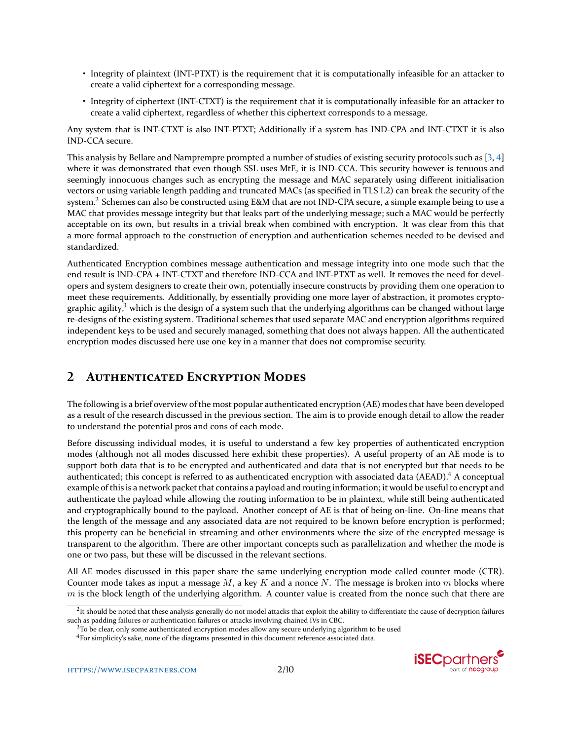- Integrity of plaintext (INT-PTXT) is the requirement that it is computationally infeasible for an attacker to create a valid ciphertext for a corresponding message.
- Integrity of ciphertext (INT-CTXT) is the requirement that it is computationally infeasible for an attacker to create a valid ciphertext, regardless of whether this ciphertext corresponds to a message.

Any system that is INT-CTXT is also INT-PTXT; Additionally if a system has IND-CPA and INT-CTXT it is also IND-CCA secure.

This analysis by Bellare and Namprempre prompted a number of studies of existing security protocols such as [3, 4] where it was demonstrated that even though SSL uses MtE, it is IND-CCA. This security however is tenuous and seemingly innocuous changes such as encrypting the message and MAC separately using different initialisation vectors or using variable length padding and truncated MACs (as specified in TLS 1.2) can break the security of the system.[2] Schemes can also be constructed using E&M that are not IND-CPA secure, a simple example being to use a MAC that provides message integrity but that leaks part of the underlying message; such a MAC would be perfectly acceptable on its own, but results in a trivial break when combined with encryption. It was clear from this that a more formal approach to the construction of encryption and authentication schemes needed to be devised and standardized.

Authenticated Encryption combines message authentication and message integrity into one mode such that the end result is IND-CPA + INT-CTXT and therefore IND-CCA and INT-PTXT as well. It removes the need for developers and system designers to create their own, potentially insecure constructs by providing them one operation to meet these requirements. Additionally, by essentially providing one more layer of abstraction, it promotes cryptographic agility,[3] which is the design of a system such that the underlying algorithms can be changed without large re-designs of the existing system. Traditional schemes that used separate MAC and encryption algorithms required independent keys to be used and securely managed, something that does not always happen. All the authenticated encryption modes discussed here use one key in a manner that does not compromise security.

# 2 Authenticated Encryption Modes

The following is a brief overview of the most popular authenticated encryption (AE) modes that have been developed as a result of the research discussed in the previous section. The aim is to provide enough detail to allow the reader to understand the potential pros and cons of each mode.

Before discussing individual modes, it is useful to understand a few key properties of authenticated encryption modes (although not all modes discussed here exhibit these properties). A useful property of an AE mode is to support both data that is to be encrypted and authenticated and data that is not encrypted but that needs to be authenticated; this concept is referred to as authenticated encryption with associated data (AEAD).[4] A conceptual example of this is a network packet that contains a payload and routing information; it would be useful to encrypt and authenticate the payload while allowing the routing information to be in plaintext, while still being authenticated and cryptographically bound to the payload. Another concept of AE is that of being on-line. On-line means that the length of the message and any associated data are not required to be known before encryption is performed; this property can be beneficial in streaming and other environments where the size of the encrypted message is transparent to the algorithm. There are other important concepts such as parallelization and whether the mode is one or two pass, but these will be discussed in the relevant sections.

All AE modes discussed in this paper share the same underlying encryption mode called counter mode (CTR). Counter mode takes as input a message $M$, a key $K$ and a nonce $N$. The message is broken into $m$ blocks where $m$ is the block length of the underlying algorithm. A counter value is created from the nonce such that there are

[2] It should be noted that these analysis generally do not model attacks that exploit the ability to differentiate the cause of decryption failures such as padding failures or authentication failures or attacks involving chained IVs in CBC.

[3] To be clear, only some authenticated encryption modes allow any secure underlying algorithm to be used

[4] For simplicity's sake, none of the diagrams presented in this document reference associated data.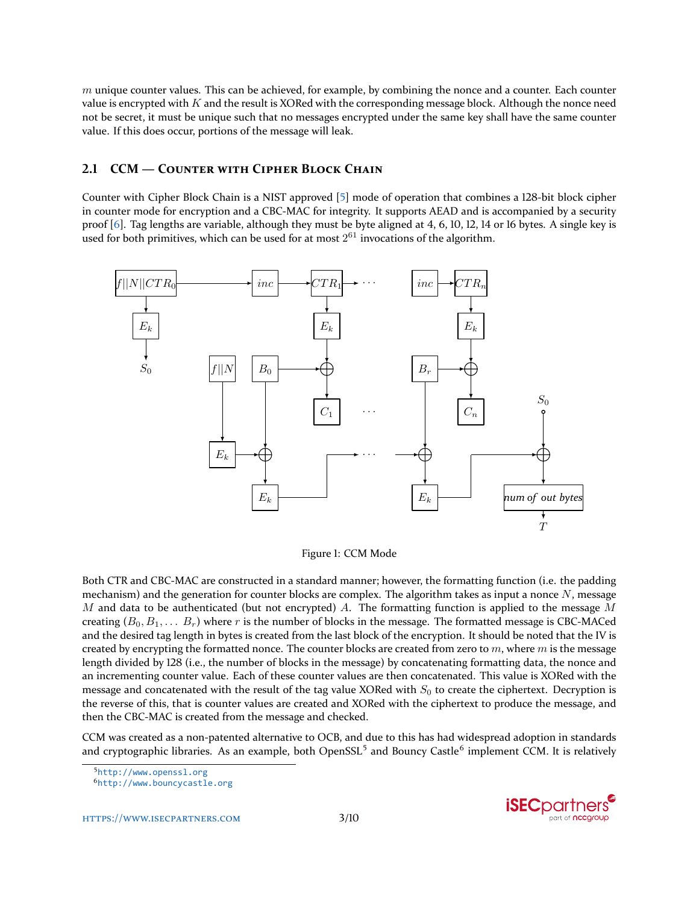$m$ unique counter values. This can be achieved, for example, by combining the nonce and a counter. Each counter value is encrypted with $K$ and the result is XORed with the corresponding message block. Although the nonce need not be secret, it must be unique such that no messages encrypted under the same key shall have the same counter value. If this does occur, portions of the message will leak.

### 2.1 CCM — Counter with Cipher Block Chain

Counter with Cipher Block Chain is a NIST approved [5] mode of operation that combines a 128-bit block cipher in counter mode for encryption and a CBC-MAC for integrity. It supports AEAD and is accompanied by a security proof [6]. Tag lengths are variable, although they must be byte aligned at 4, 6, 10, 12, 14 or 16 bytes. A single key is used for both primitives, which can be used for at most $2^{61}$ invocations of the algorithm.

Figure 1: CCM Mode

Both CTR and CBC-MAC are constructed in a standard manner; however, the formatting function (i.e. the padding mechanism) and the generation for counter blocks are complex. The algorithm takes as input a nonce $N$, message $M$ and data to be authenticated (but not encrypted) $A$. The formatting function is applied to the message $M$ creating $(B_0, B_1, \ldots B_r)$ where $r$ is the number of blocks in the message. The formatted message is CBC-MACed and the desired tag length in bytes is created from the last block of the encryption. It should be noted that the IV is created by encrypting the formatted nonce. The counter blocks are created from zero to $m$, where $m$ is the message length divided by 128 (i.e., the number of blocks in the message) by concatenating formatting data, the nonce and an incrementing counter value. Each of these counter values are then concatenated. This value is XORed with the message and concatenated with the result of the tag value XORed with $S_0$ to create the ciphertext. Decryption is the reverse of this, that is counter values are created and XORed with the ciphertext to produce the message, and then the CBC-MAC is created from the message and checked.

CCM was created as a non-patented alternative to OCB, and due to this has had widespread adoption in standards and cryptographic libraries. As an example, both OpenSSL[5] and Bouncy Castle[6] implement CCM. It is relatively

[5] http://www.openssl.org
[6] http://www.bouncycastle.org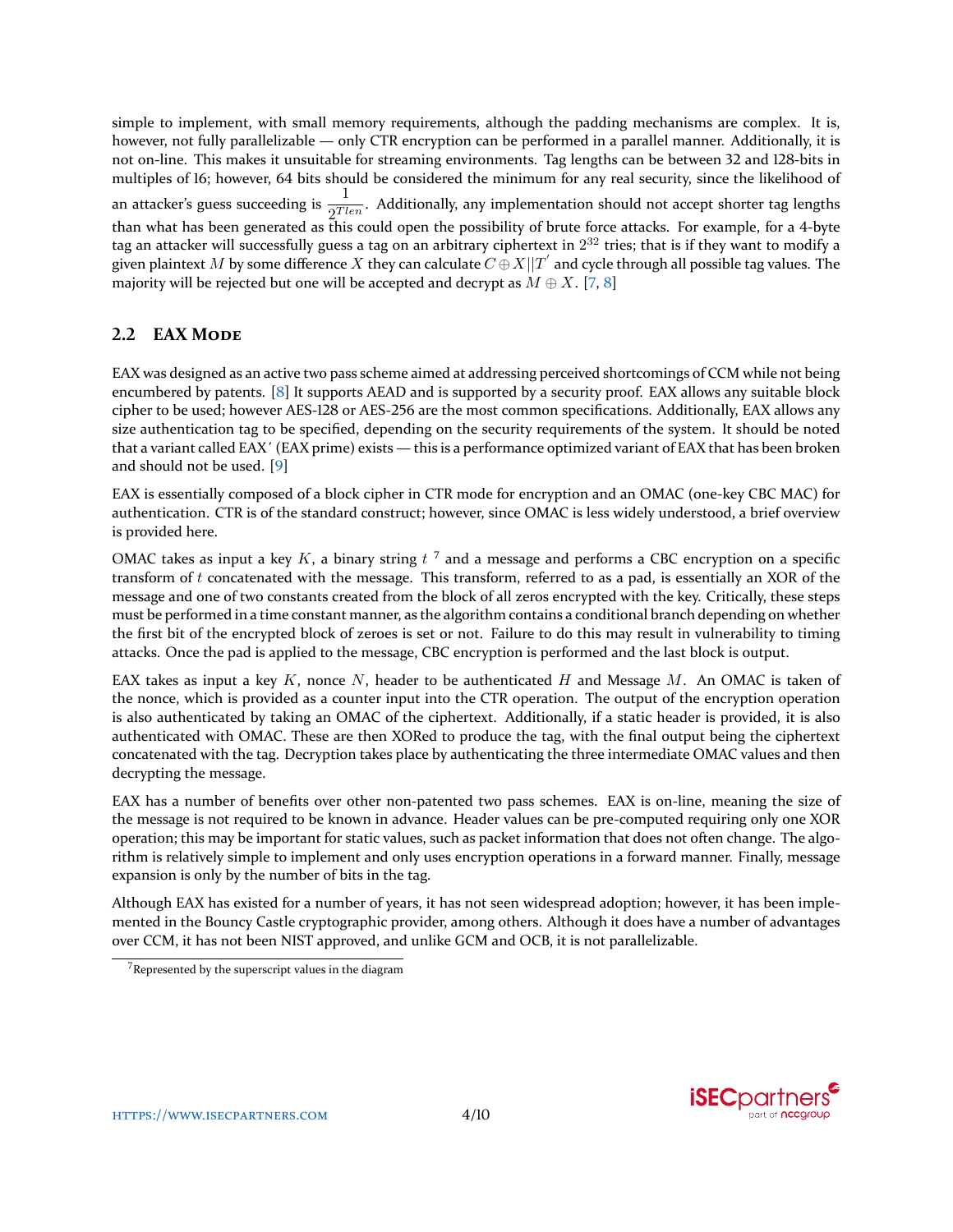simple to implement, with small memory requirements, although the padding mechanisms are complex. It is, however, not fully parallelizable — only CTR encryption can be performed in a parallel manner. Additionally, it is not on-line. This makes it unsuitable for streaming environments. Tag lengths can be between 32 and 128-bits in multiples of 16; however, 64 bits should be considered the minimum for any real security, since the likelihood of an attacker's guess succeeding is $\frac{1}{2^{Tlen}}$. Additionally, any implementation should not accept shorter tag lengths than what has been generated as this could open the possibility of brute force attacks. For example, for a 4-byte tag an attacker will successfully guess a tag on an arbitrary ciphertext in $2^{32}$ tries; that is if they want to modify a given plaintext $M$ by some difference $X$ they can calculate $C \oplus X || T'$ and cycle through all possible tag values. The majority will be rejected but one will be accepted and decrypt as $M \oplus X$. [7, 8]

## 2.2 EAX Mode

EAX was designed as an active two pass scheme aimed at addressing perceived shortcomings of CCM while not being encumbered by patents. [8] It supports AEAD and is supported by a security proof. EAX allows any suitable block cipher to be used; however AES-128 or AES-256 are the most common specifications. Additionally, EAX allows any size authentication tag to be specified, depending on the security requirements of the system. It should be noted that a variant called EAX′ (EAX prime) exists — this is a performance optimized variant of EAX that has been broken and should not be used. [9]

EAX is essentially composed of a block cipher in CTR mode for encryption and an OMAC (one-key CBC MAC) for authentication. CTR is of the standard construct; however, since OMAC is less widely understood, a brief overview is provided here.

OMAC takes as input a key $K$, a binary string $t$ [7] and a message and performs a CBC encryption on a specific transform of $t$ concatenated with the message. This transform, referred to as a pad, is essentially an XOR of the message and one of two constants created from the block of all zeros encrypted with the key. Critically, these steps must be performed in a time constant manner, as the algorithm contains a conditional branch depending on whether the first bit of the encrypted block of zeroes is set or not. Failure to do this may result in vulnerability to timing attacks. Once the pad is applied to the message, CBC encryption is performed and the last block is output.

EAX takes as input a key $K$, nonce $N$, header to be authenticated $H$ and Message $M$. An OMAC is taken of the nonce, which is provided as a counter input into the CTR operation. The output of the encryption operation is also authenticated by taking an OMAC of the ciphertext. Additionally, if a static header is provided, it is also authenticated with OMAC. These are then XORed to produce the tag, with the final output being the ciphertext concatenated with the tag. Decryption takes place by authenticating the three intermediate OMAC values and then decrypting the message.

EAX has a number of benefits over other non-patented two pass schemes. EAX is on-line, meaning the size of the message is not required to be known in advance. Header values can be pre-computed requiring only one XOR operation; this may be important for static values, such as packet information that does not often change. The algorithm is relatively simple to implement and only uses encryption operations in a forward manner. Finally, message expansion is only by the number of bits in the tag.

Although EAX has existed for a number of years, it has not seen widespread adoption; however, it has been implemented in the Bouncy Castle cryptographic provider, among others. Although it does have a number of advantages over CCM, it has not been NIST approved, and unlike GCM and OCB, it is not parallelizable.

[7] Represented by the superscript values in the diagram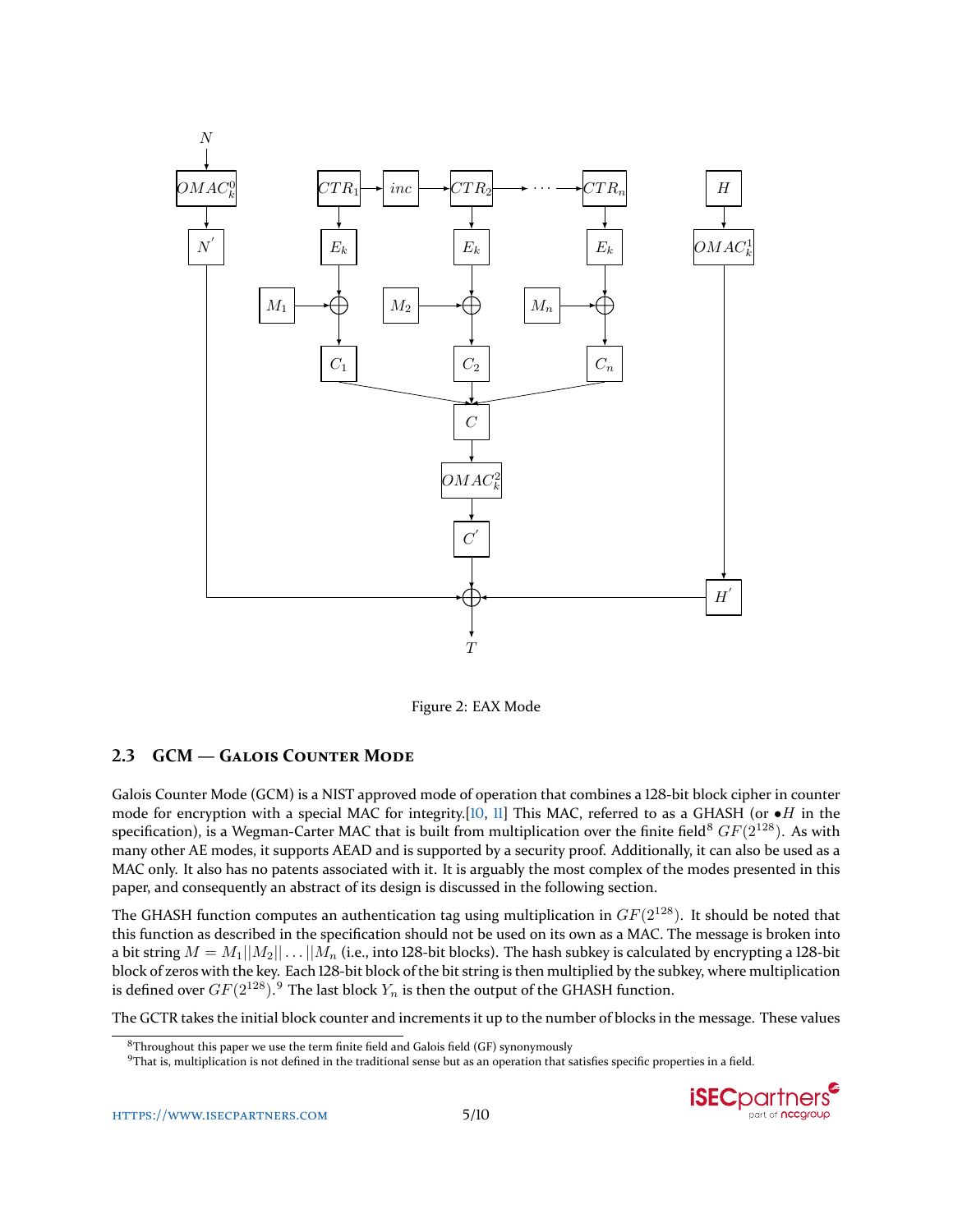Figure 2: EAX Mode

## 2.3 GCM — Galois Counter Mode

Galois Counter Mode (GCM) is a NIST approved mode of operation that combines a 128-bit block cipher in counter mode for encryption with a special MAC for integrity.[10, 11] This MAC, referred to as a GHASH (or $\bullet H$ in the specification), is a Wegman-Carter MAC that is built from multiplication over the finite field[8] $GF(2^{128})$. As with many other AE modes, it supports AEAD and is supported by a security proof. Additionally, it can also be used as a MAC only. It also has no patents associated with it. It is arguably the most complex of the modes presented in this paper, and consequently an abstract of its design is discussed in the following section.

The GHASH function computes an authentication tag using multiplication in $GF(2^{128})$. It should be noted that this function as described in the specification should not be used on its own as a MAC. The message is broken into a bit string $M = M_1||M_2||\ldots||M_n$ (i.e., into 128-bit blocks). The hash subkey is calculated by encrypting a 128-bit block of zeros with the key. Each 128-bit block of the bit string is then multiplied by the subkey, where multiplication is defined over $GF(2^{128})$.[9] The last block $Y_n$ is then the output of the GHASH function.

The GCTR takes the initial block counter and increments it up to the number of blocks in the message. These values

[8] Throughout this paper we use the term finite field and Galois field (GF) synonymously

[9] That is, multiplication is not defined in the traditional sense but as an operation that satisfies specific properties in a field.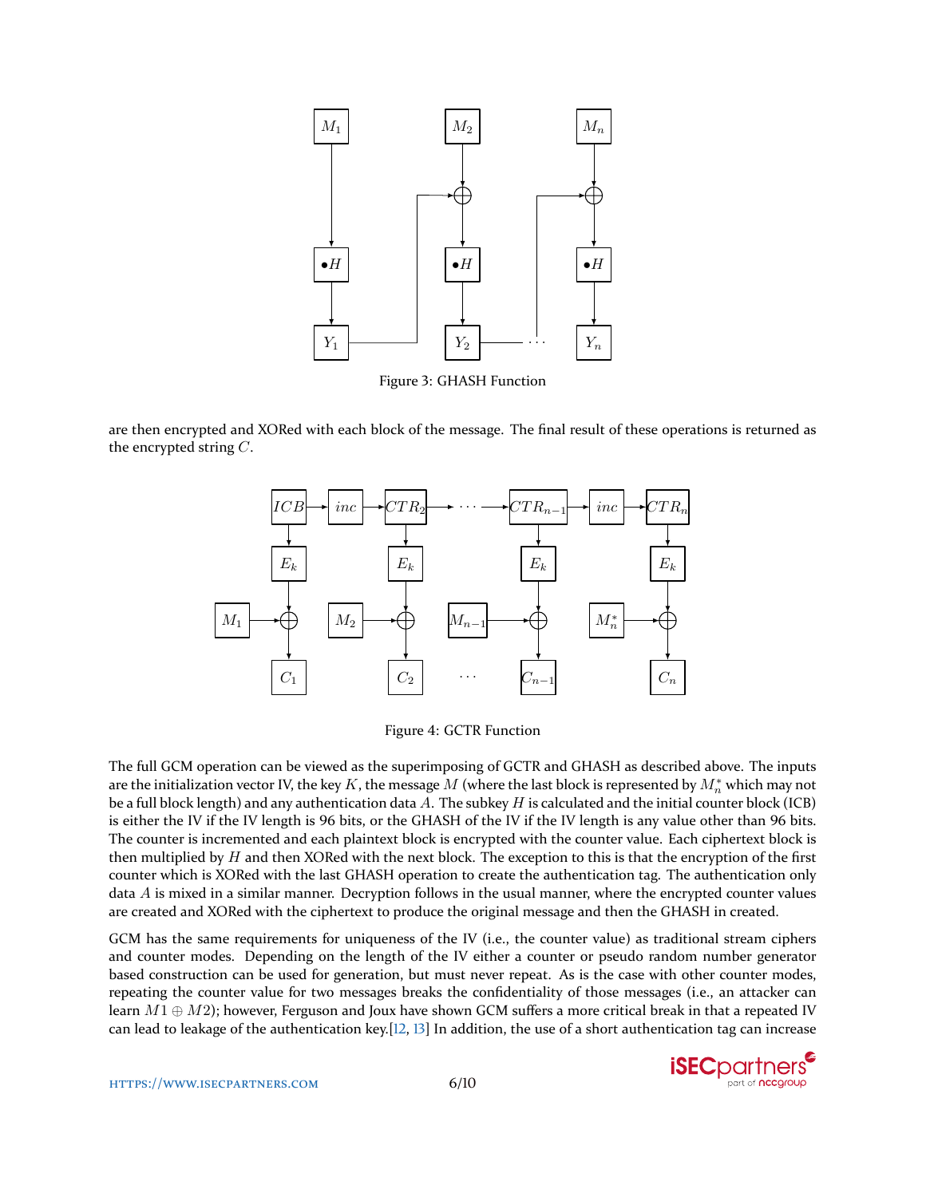Figure 3: GHASH Function

are then encrypted and XORed with each block of the message. The final result of these operations is returned as the encrypted string $C$.

Figure 4: GCTR Function

The full GCM operation can be viewed as the superimposing of GCTR and GHASH as described above. The inputs are the initialization vector IV, the key $K$, the message $M$ (where the last block is represented by $M_n^*$ which may not be a full block length) and any authentication data $A$. The subkey $H$ is calculated and the initial counter block (ICB) is either the IV if the IV length is 96 bits, or the GHASH of the IV if the IV length is any value other than 96 bits. The counter is incremented and each plaintext block is encrypted with the counter value. Each ciphertext block is then multiplied by $H$ and then XORed with the next block. The exception to this is that the encryption of the first counter which is XORed with the last GHASH operation to create the authentication tag. The authentication only data $A$ is mixed in a similar manner. Decryption follows in the usual manner, where the encrypted counter values are created and XORed with the ciphertext to produce the original message and then the GHASH in created.

GCM has the same requirements for uniqueness of the IV (i.e., the counter value) as traditional stream ciphers and counter modes. Depending on the length of the IV either a counter or pseudo random number generator based construction can be used for generation, but must never repeat. As is the case with other counter modes, repeating the counter value for two messages breaks the confidentiality of those messages (i.e., an attacker can learn $M1 \oplus M2$); however, Ferguson and Joux have shown GCM suffers a more critical break in that a repeated IV can lead to leakage of the authentication key.[12, 13] In addition, the use of a short authentication tag can increase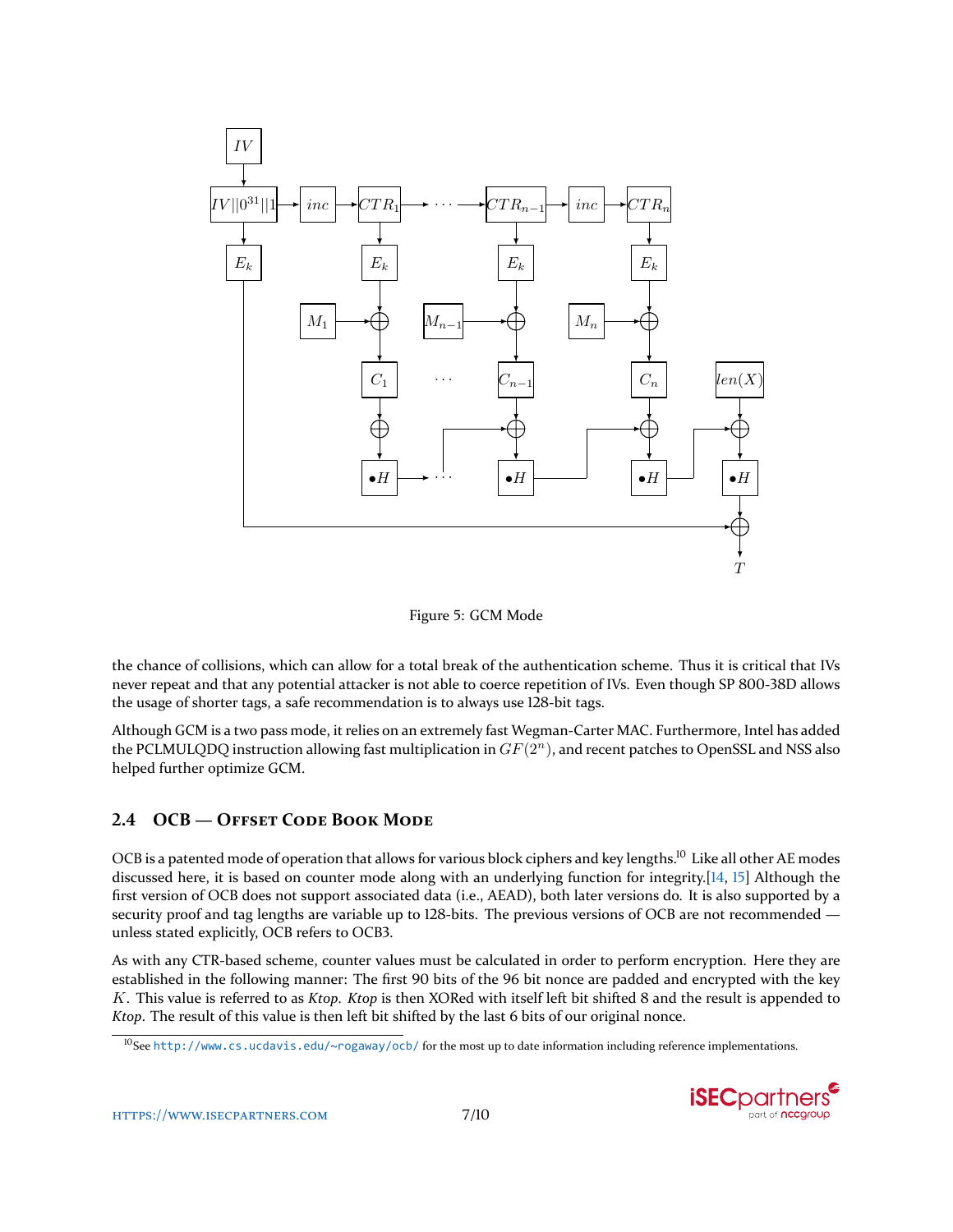Figure 5: GCM Mode

the chance of collisions, which can allow for a total break of the authentication scheme. Thus it is critical that IVs never repeat and that any potential attacker is not able to coerce repetition of IVs. Even though SP 800-38D allows the usage of shorter tags, a safe recommendation is to always use 128-bit tags.

Although GCM is a two pass mode, it relies on an extremely fast Wegman-Carter MAC. Furthermore, Intel has added the PCLMULQDQ instruction allowing fast multiplication in $GF(2^n)$, and recent patches to OpenSSL and NSS also helped further optimize GCM.

## 2.4 OCB — Offset Code Book Mode

OCB is a patented mode of operation that allows for various block ciphers and key lengths.[10] Like all other AE modes discussed here, it is based on counter mode along with an underlying function for integrity.[14, 15] Although the first version of OCB does not support associated data (i.e., AEAD), both later versions do. It is also supported by a security proof and tag lengths are variable up to 128-bits. The previous versions of OCB are not recommended — unless stated explicitly, OCB refers to OCB3.

As with any CTR-based scheme, counter values must be calculated in order to perform encryption. Here they are established in the following manner: The first 90 bits of the 96 bit nonce are padded and encrypted with the key $K$. This value is referred to as *Ktop*. *Ktop* is then XORed with itself left bit shifted 8 and the result is appended to *Ktop*. The result of this value is then left bit shifted by the last 6 bits of our original nonce.

[10] See http://www.cs.ucdavis.edu/~rogaway/ocb/ for the most up to date information including reference implementations.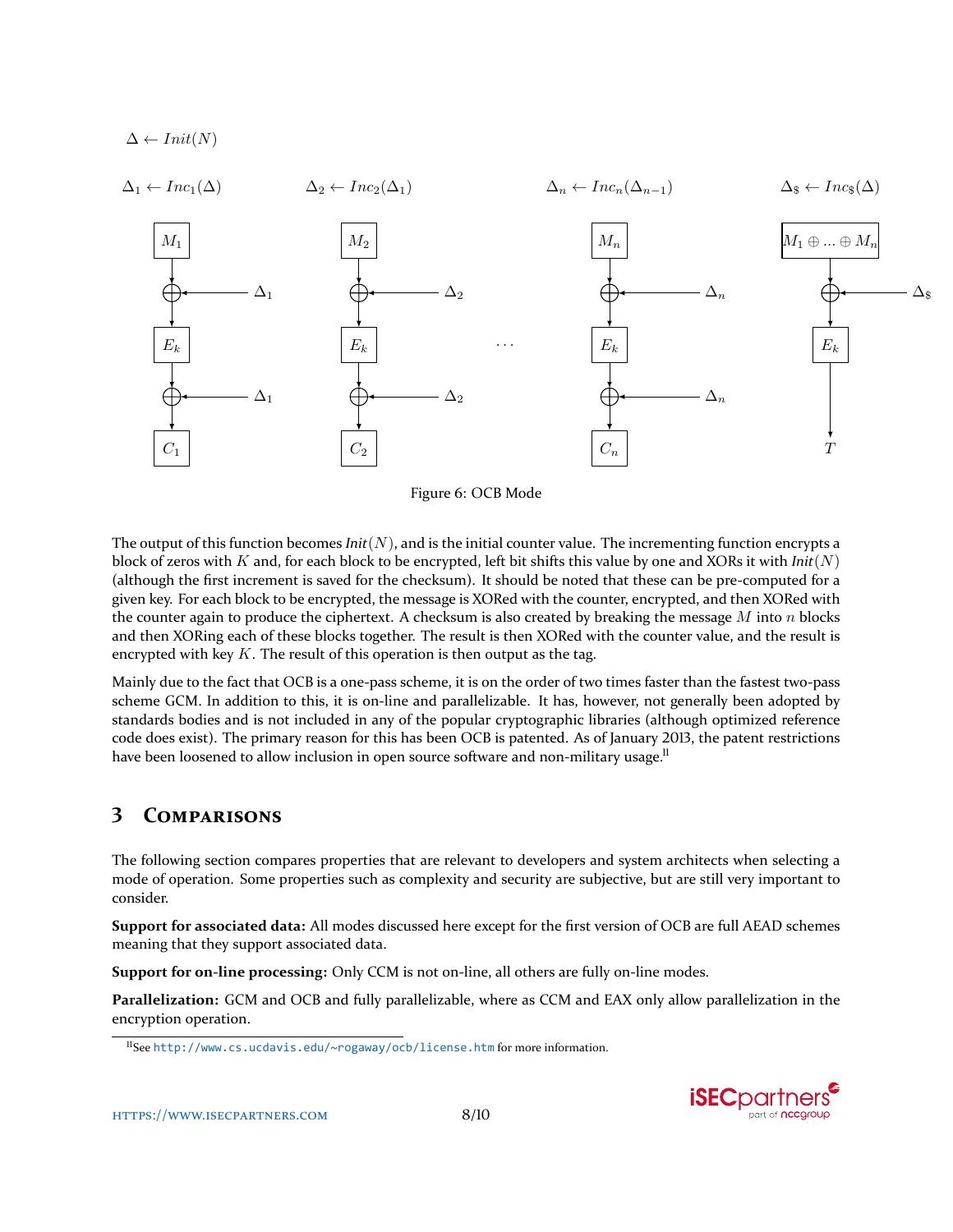$\Delta \leftarrow Init(N)$

$\Delta_1 \leftarrow Inc_1(\Delta)$ $\Delta_2 \leftarrow Inc_2(\Delta_1)$ $\Delta_n \leftarrow Inc_n(\Delta_{n-1})$ $\Delta_\$ \leftarrow Inc_\$(\Delta)$

Figure 6: OCB Mode

The output of this function becomes *Init*$(N)$, and is the initial counter value. The incrementing function encrypts a block of zeros with $K$ and, for each block to be encrypted, left bit shifts this value by one and XORs it with *Init*$(N)$ (although the first increment is saved for the checksum). It should be noted that these can be pre-computed for a given key. For each block to be encrypted, the message is XORed with the counter, encrypted, and then XORed with the counter again to produce the ciphertext. A checksum is also created by breaking the message $M$ into $n$ blocks and then XORing each of these blocks together. The result is then XORed with the counter value, and the result is encrypted with key $K$. The result of this operation is then output as the tag.

Mainly due to the fact that OCB is a one-pass scheme, it is on the order of two times faster than the fastest two-pass scheme GCM. In addition to this, it is on-line and parallelizable. It has, however, not generally been adopted by standards bodies and is not included in any of the popular cryptographic libraries (although optimized reference code does exist). The primary reason for this has been OCB is patented. As of January 2013, the patent restrictions have been loosened to allow inclusion in open source software and non-military usage.[11]

## 3 Comparisons

The following section compares properties that are relevant to developers and system architects when selecting a mode of operation. Some properties such as complexity and security are subjective, but are still very important to consider.

**Support for associated data:** All modes discussed here except for the first version of OCB are full AEAD schemes meaning that they support associated data.

**Support for on-line processing:** Only CCM is not on-line, all others are fully on-line modes.

**Parallelization:** GCM and OCB and fully parallelizable, where as CCM and EAX only allow parallelization in the encryption operation.

[11] See http://www.cs.ucdavis.edu/~rogaway/ocb/license.htm for more information.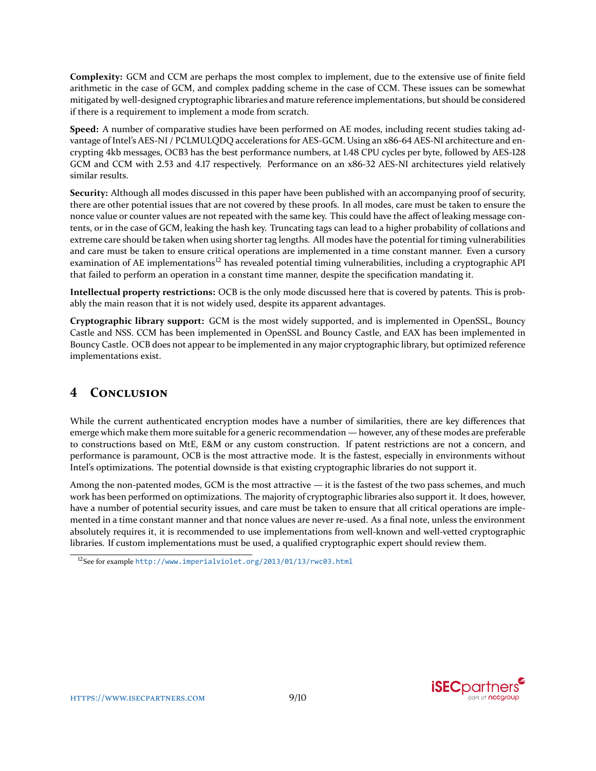**Complexity:** GCM and CCM are perhaps the most complex to implement, due to the extensive use of finite field arithmetic in the case of GCM, and complex padding scheme in the case of CCM. These issues can be somewhat mitigated by well-designed cryptographic libraries and mature reference implementations, but should be considered if there is a requirement to implement a mode from scratch.

**Speed:** A number of comparative studies have been performed on AE modes, including recent studies taking advantage of Intel's AES-NI / PCLMULQDQ accelerations for AES-GCM. Using an x86-64 AES-NI architecture and encrypting 4kb messages, OCB3 has the best performance numbers, at 1.48 CPU cycles per byte, followed by AES-128 GCM and CCM with 2.53 and 4.17 respectively. Performance on an x86-32 AES-NI architectures yield relatively similar results.

**Security:** Although all modes discussed in this paper have been published with an accompanying proof of security, there are other potential issues that are not covered by these proofs. In all modes, care must be taken to ensure the nonce value or counter values are not repeated with the same key. This could have the affect of leaking message contents, or in the case of GCM, leaking the hash key. Truncating tags can lead to a higher probability of collations and extreme care should be taken when using shorter tag lengths. All modes have the potential for timing vulnerabilities and care must be taken to ensure critical operations are implemented in a time constant manner. Even a cursory examination of AE implementations[12] has revealed potential timing vulnerabilities, including a cryptographic API that failed to perform an operation in a constant time manner, despite the specification mandating it.

**Intellectual property restrictions:** OCB is the only mode discussed here that is covered by patents. This is probably the main reason that it is not widely used, despite its apparent advantages.

**Cryptographic library support:** GCM is the most widely supported, and is implemented in OpenSSL, Bouncy Castle and NSS. CCM has been implemented in OpenSSL and Bouncy Castle, and EAX has been implemented in Bouncy Castle. OCB does not appear to be implemented in any major cryptographic library, but optimized reference implementations exist.

# 4 Conclusion

While the current authenticated encryption modes have a number of similarities, there are key differences that emerge which make them more suitable for a generic recommendation — however, any of these modes are preferable to constructions based on MtE, E&M or any custom construction. If patent restrictions are not a concern, and performance is paramount, OCB is the most attractive mode. It is the fastest, especially in environments without Intel's optimizations. The potential downside is that existing cryptographic libraries do not support it.

Among the non-patented modes, GCM is the most attractive — it is the fastest of the two pass schemes, and much work has been performed on optimizations. The majority of cryptographic libraries also support it. It does, however, have a number of potential security issues, and care must be taken to ensure that all critical operations are implemented in a time constant manner and that nonce values are never re-used. As a final note, unless the environment absolutely requires it, it is recommended to use implementations from well-known and well-vetted cryptographic libraries. If custom implementations must be used, a qualified cryptographic expert should review them.

---

[12] See for example http://www.imperialviolet.org/2013/01/13/rwc03.html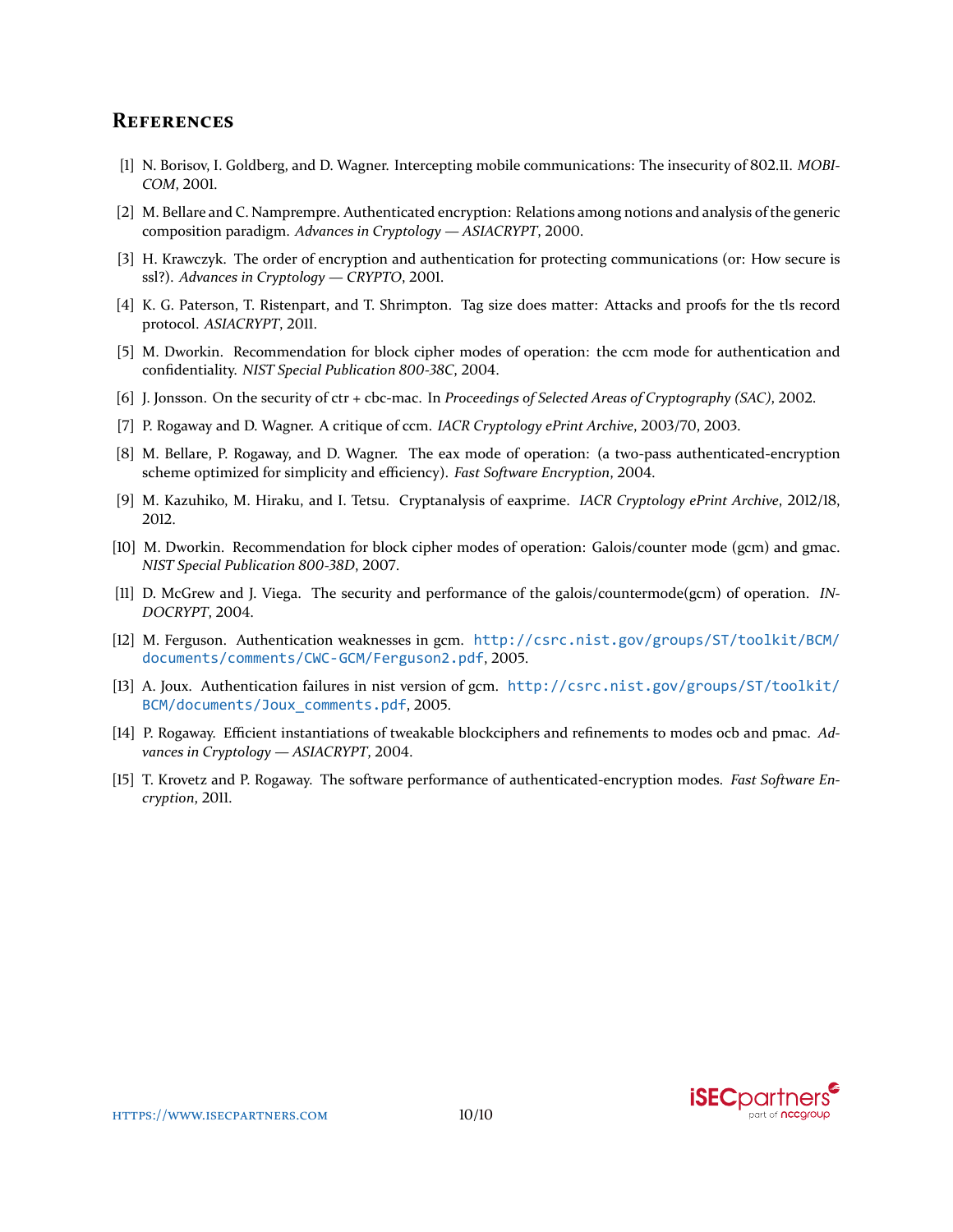## References

[1] N. Borisov, I. Goldberg, and D. Wagner. Intercepting mobile communications: The insecurity of 802.11. *MOBICOM*, 2001.

[2] M. Bellare and C. Namprempre. Authenticated encryption: Relations among notions and analysis of the generic composition paradigm. *Advances in Cryptology — ASIACRYPT*, 2000.

[3] H. Krawczyk. The order of encryption and authentication for protecting communications (or: How secure is ssl?). *Advances in Cryptology — CRYPTO*, 2001.

[4] K. G. Paterson, T. Ristenpart, and T. Shrimpton. Tag size does matter: Attacks and proofs for the tls record protocol. *ASIACRYPT*, 2011.

[5] M. Dworkin. Recommendation for block cipher modes of operation: the ccm mode for authentication and confidentiality. *NIST Special Publication 800-38C*, 2004.

[6] J. Jonsson. On the security of ctr + cbc-mac. In *Proceedings of Selected Areas of Cryptography (SAC)*, 2002.

[7] P. Rogaway and D. Wagner. A critique of ccm. *IACR Cryptology ePrint Archive*, 2003/70, 2003.

[8] M. Bellare, P. Rogaway, and D. Wagner. The eax mode of operation: (a two-pass authenticated-encryption scheme optimized for simplicity and efficiency). *Fast Software Encryption*, 2004.

[9] M. Kazuhiko, M. Hiraku, and I. Tetsu. Cryptanalysis of eaxprime. *IACR Cryptology ePrint Archive*, 2012/18, 2012.

[10] M. Dworkin. Recommendation for block cipher modes of operation: Galois/counter mode (gcm) and gmac. *NIST Special Publication 800-38D*, 2007.

[11] D. McGrew and J. Viega. The security and performance of the galois/countermode(gcm) of operation. *INDOCRYPT*, 2004.

[12] M. Ferguson. Authentication weaknesses in gcm. http://csrc.nist.gov/groups/ST/toolkit/BCM/documents/comments/CWC-GCM/Ferguson2.pdf, 2005.

[13] A. Joux. Authentication failures in nist version of gcm. http://csrc.nist.gov/groups/ST/toolkit/BCM/documents/Joux_comments.pdf, 2005.

[14] P. Rogaway. Efficient instantiations of tweakable blockciphers and refinements to modes ocb and pmac. *Advances in Cryptology — ASIACRYPT*, 2004.

[15] T. Krovetz and P. Rogaway. The software performance of authenticated-encryption modes. *Fast Software Encryption*, 2011.